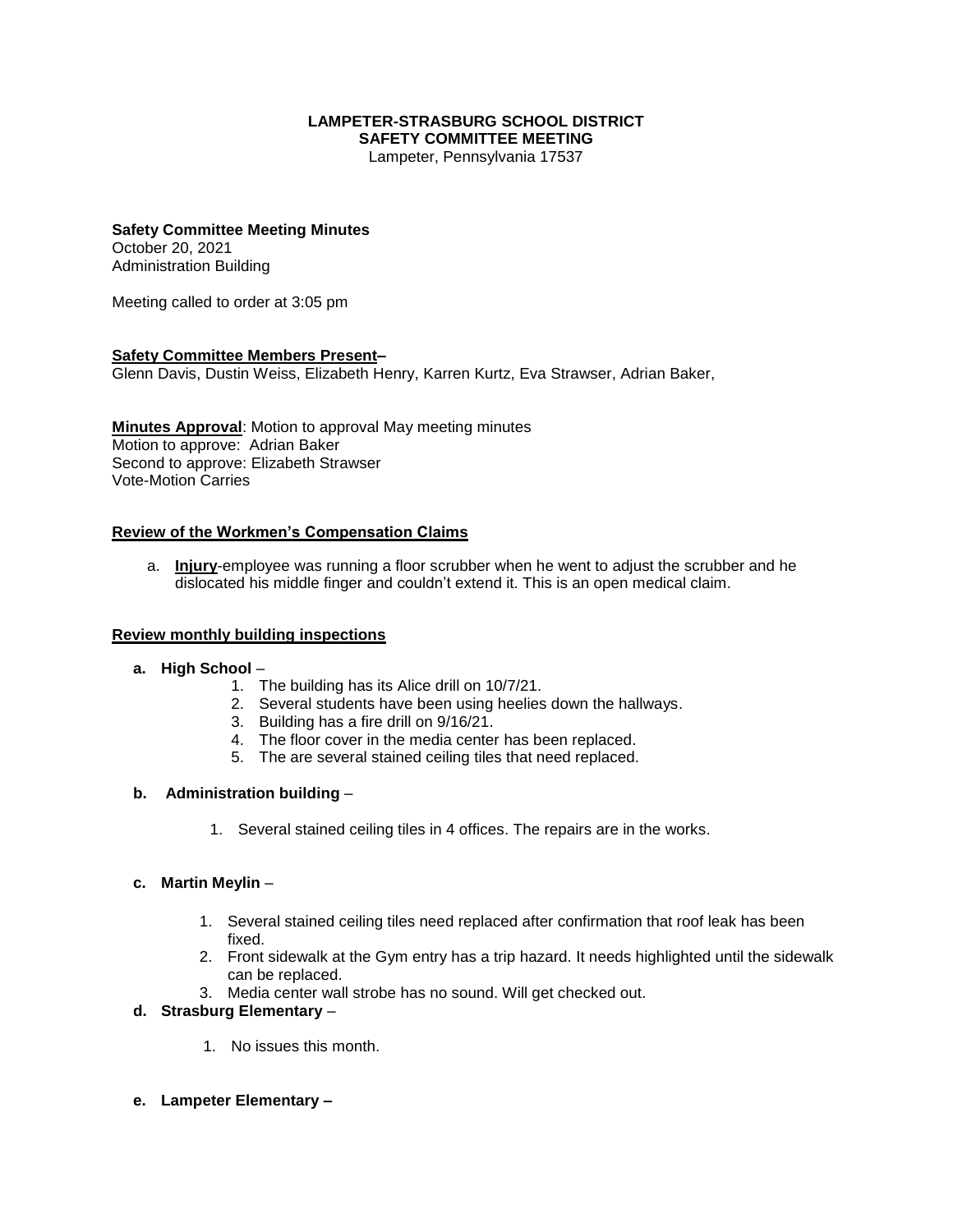**LAMPETER-STRASBURG SCHOOL DISTRICT**
**SAFETY COMMITTEE MEETING**
Lampeter, Pennsylvania 17537

**Safety Committee Meeting Minutes**
October 20, 2021
Administration Building

Meeting called to order at 3:05 pm

**Safety Committee Members Present–**
Glenn Davis, Dustin Weiss, Elizabeth Henry, Karren Kurtz, Eva Strawser, Adrian Baker,

**Minutes Approval**: Motion to approval May meeting minutes
Motion to approve: Adrian Baker
Second to approve: Elizabeth Strawser
Vote-Motion Carries

**Review of the Workmen's Compensation Claims**

a. **Injury**-employee was running a floor scrubber when he went to adjust the scrubber and he dislocated his middle finger and couldn't extend it. This is an open medical claim.

**Review monthly building inspections**

**a. High School** –
1. The building has its Alice drill on 10/7/21.
2. Several students have been using heelies down the hallways.
3. Building has a fire drill on 9/16/21.
4. The floor cover in the media center has been replaced.
5. The are several stained ceiling tiles that need replaced.

**b. Administration building** –
1. Several stained ceiling tiles in 4 offices. The repairs are in the works.

**c. Martin Meylin** –
1. Several stained ceiling tiles need replaced after confirmation that roof leak has been fixed.
2. Front sidewalk at the Gym entry has a trip hazard. It needs highlighted until the sidewalk can be replaced.
3. Media center wall strobe has no sound. Will get checked out.

**d. Strasburg Elementary** –
1. No issues this month.

**e. Lampeter Elementary –**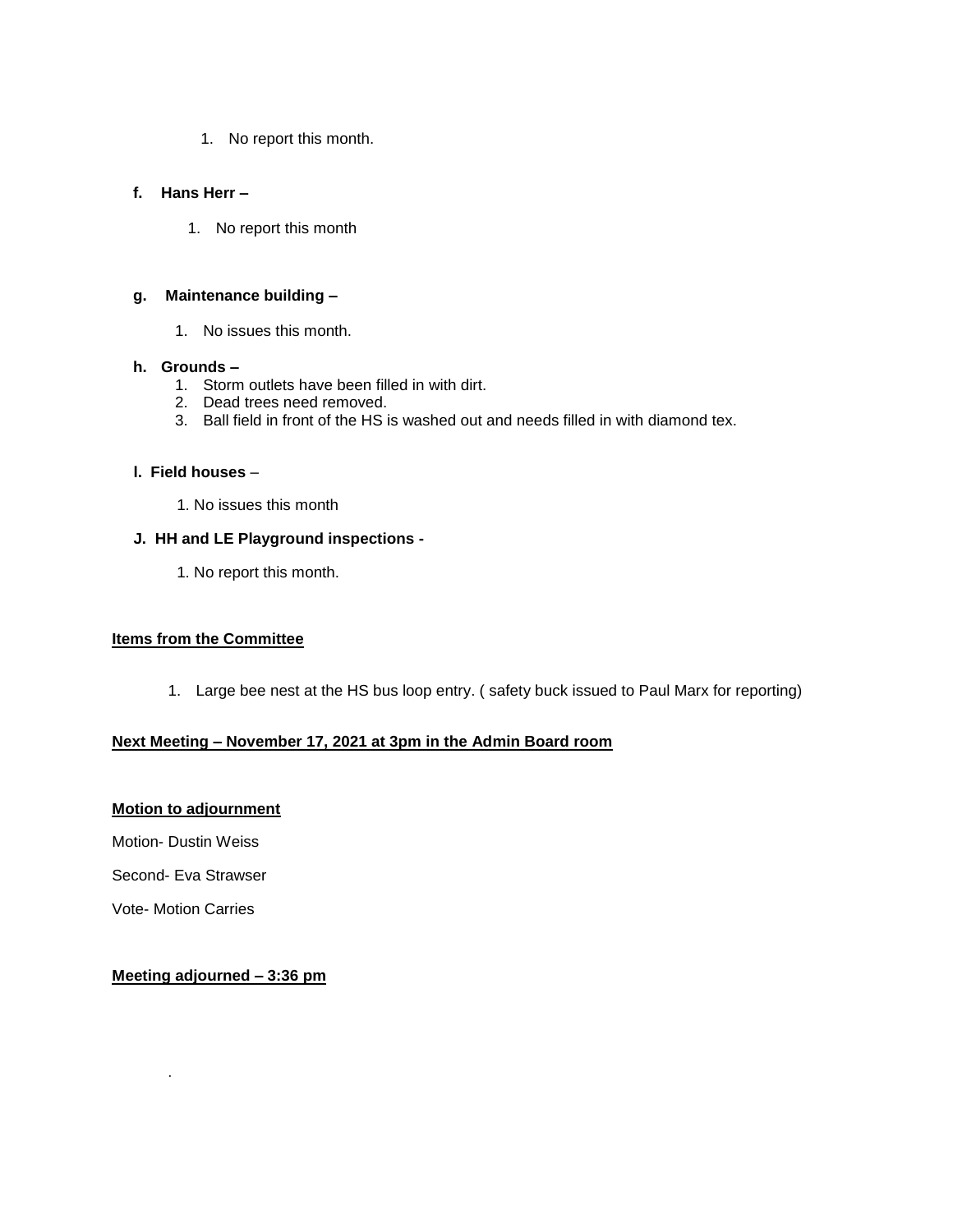1. No report this month.

**f. Hans Herr –**

1. No report this month

**g. Maintenance building –**

1. No issues this month.

**h. Grounds –**

1. Storm outlets have been filled in with dirt.
2. Dead trees need removed.
3. Ball field in front of the HS is washed out and needs filled in with diamond tex.

**I. Field houses** –

1. No issues this month

**J. HH and LE Playground inspections -**

1. No report this month.

**Items from the Committee**

1. Large bee nest at the HS bus loop entry. ( safety buck issued to Paul Marx for reporting)

**Next Meeting – November 17, 2021 at 3pm in the Admin Board room**

**Motion to adjournment**

Motion- Dustin Weiss

Second- Eva Strawser

Vote- Motion Carries

**Meeting adjourned – 3:36 pm**

.